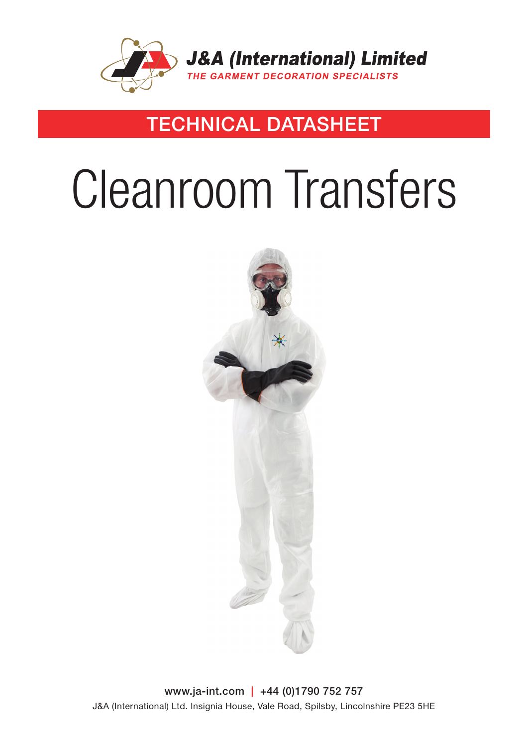J&A (International) Limited

*THE GARMENT DECORATION SPECIALISTS*

## TECHNICAL DATASHEET

# Cleanroom Transfers

www.ja-int.com | +44 (0)1790 752 757

J&A (International) Ltd. Insignia House, Vale Road, Spilsby, Lincolnshire PE23 5HE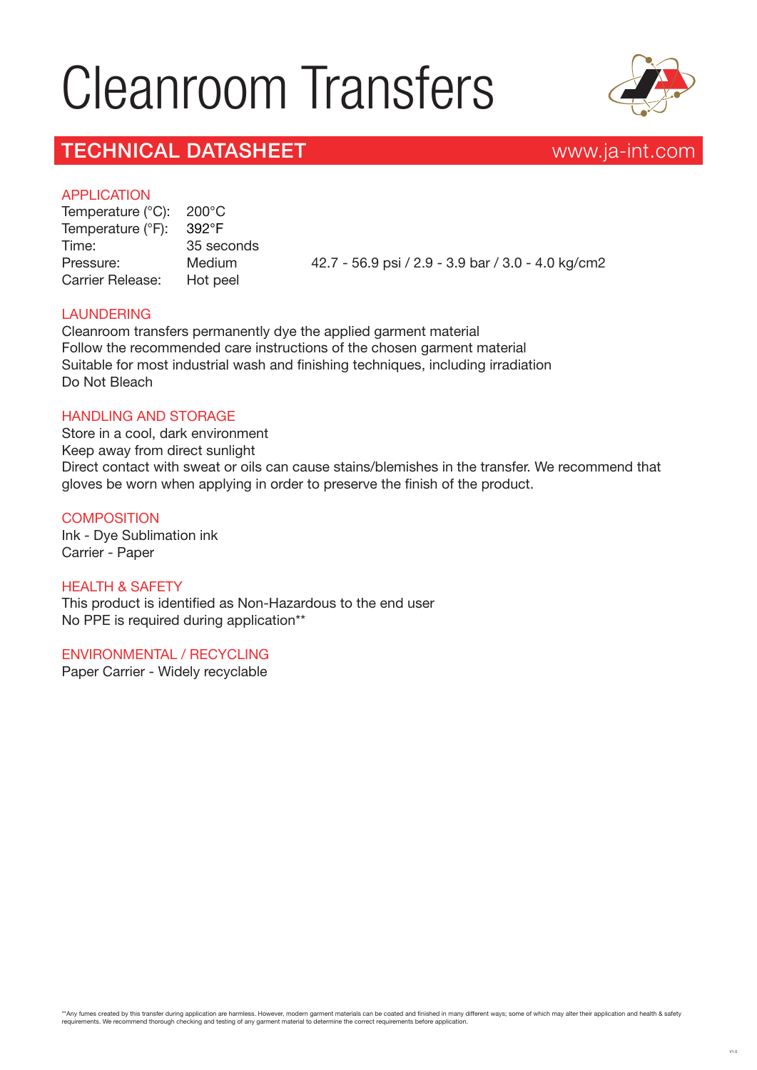# Cleanroom Transfers

## TECHNICAL DATASHEET

www.ja-int.com

### APPLICATION

| | | |
|---|---|---|
| Temperature (°C): | 200°C | |
| Temperature (°F): | 392°F | |
| Time: | 35 seconds | |
| Pressure: | Medium | 42.7 - 56.9 psi / 2.9 - 3.9 bar / 3.0 - 4.0 kg/cm2 |
| Carrier Release: | Hot peel | |

### LAUNDERING

Cleanroom transfers permanently dye the applied garment material
Follow the recommended care instructions of the chosen garment material
Suitable for most industrial wash and finishing techniques, including irradiation
Do Not Bleach

### HANDLING AND STORAGE

Store in a cool, dark environment
Keep away from direct sunlight
Direct contact with sweat or oils can cause stains/blemishes in the transfer. We recommend that gloves be worn when applying in order to preserve the finish of the product.

### COMPOSITION

Ink - Dye Sublimation ink
Carrier - Paper

### HEALTH & SAFETY

This product is identified as Non-Hazardous to the end user
No PPE is required during application**

### ENVIRONMENTAL / RECYCLING

Paper Carrier - Widely recyclable

**Any fumes created by this transfer during application are harmless. However, modern garment materials can be coated and finished in many different ways; some of which may alter their application and health & safety requirements. We recommend thorough checking and testing of any garment material to determine the correct requirements before application.